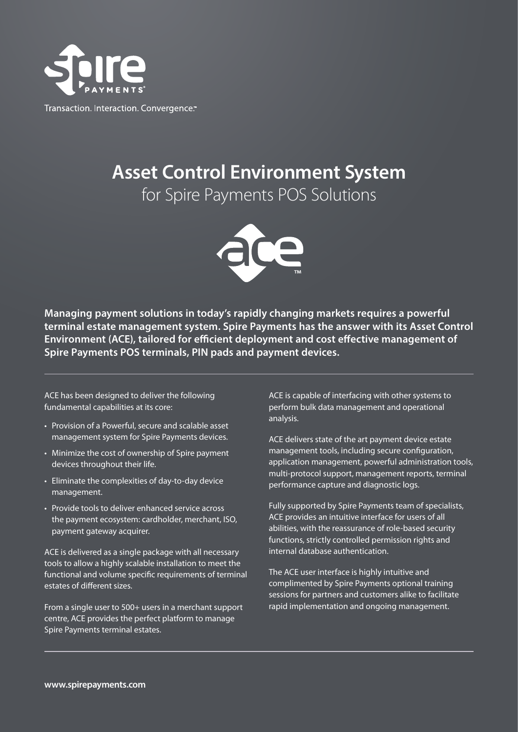Transaction. Interaction. Convergence.™

# Asset Control Environment System

## for Spire Payments POS Solutions

**Managing payment solutions in today's rapidly changing markets requires a powerful terminal estate management system. Spire Payments has the answer with its Asset Control Environment (ACE), tailored for efficient deployment and cost effective management of Spire Payments POS terminals, PIN pads and payment devices.**

ACE has been designed to deliver the following fundamental capabilities at its core:

- Provision of a Powerful, secure and scalable asset management system for Spire Payments devices.
- Minimize the cost of ownership of Spire payment devices throughout their life.
- Eliminate the complexities of day-to-day device management.
- Provide tools to deliver enhanced service across the payment ecosystem: cardholder, merchant, ISO, payment gateway acquirer.

ACE is delivered as a single package with all necessary tools to allow a highly scalable installation to meet the functional and volume specific requirements of terminal estates of different sizes.

From a single user to 500+ users in a merchant support centre, ACE provides the perfect platform to manage Spire Payments terminal estates.

ACE is capable of interfacing with other systems to perform bulk data management and operational analysis.

ACE delivers state of the art payment device estate management tools, including secure configuration, application management, powerful administration tools, multi-protocol support, management reports, terminal performance capture and diagnostic logs.

Fully supported by Spire Payments team of specialists, ACE provides an intuitive interface for users of all abilities, with the reassurance of role-based security functions, strictly controlled permission rights and internal database authentication.

The ACE user interface is highly intuitive and complimented by Spire Payments optional training sessions for partners and customers alike to facilitate rapid implementation and ongoing management.

**www.spirepayments.com**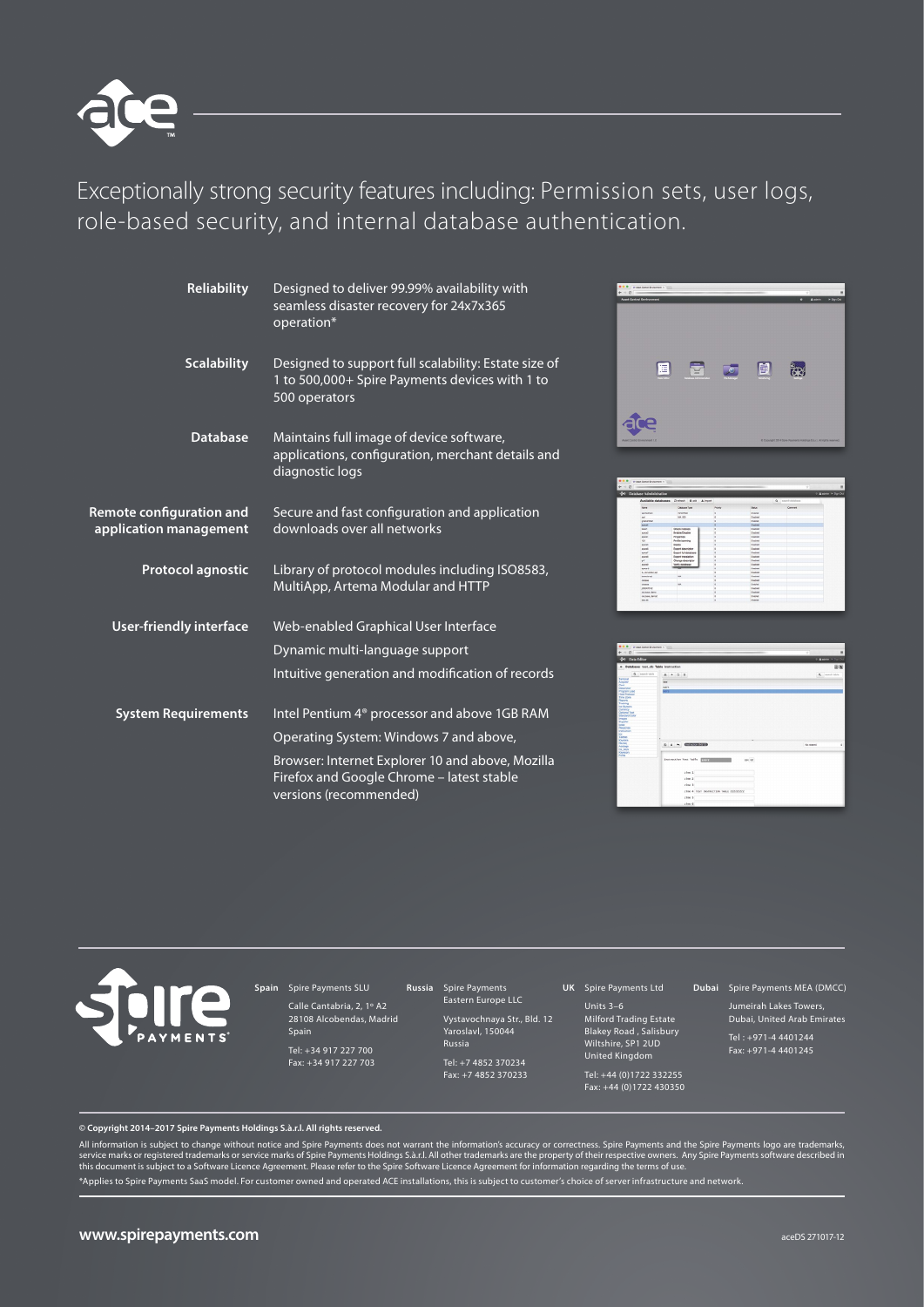Exceptionally strong security features including: Permission sets, user logs, role-based security, and internal database authentication.

| | |
|---|---|
| **Reliability** | Designed to deliver 99.99% availability with seamless disaster recovery for 24x7x365 operation* |
| **Scalability** | Designed to support full scalability: Estate size of 1 to 500,000+ Spire Payments devices with 1 to 500 operators |
| **Database** | Maintains full image of device software, applications, configuration, merchant details and diagnostic logs |
| **Remote configuration and application management** | Secure and fast configuration and application downloads over all networks |
| **Protocol agnostic** | Library of protocol modules including ISO8583, MultiApp, Artema Modular and HTTP |
| **User-friendly interface** | Web-enabled Graphical User Interface<br>Dynamic multi-language support<br>Intuitive generation and modification of records |
| **System Requirements** | Intel Pentium 4® processor and above 1GB RAM<br>Operating System: Windows 7 and above,<br>Browser: Internet Explorer 10 and above, Mozilla Firefox and Google Chrome – latest stable versions (recommended) |

**Spain**
Spire Payments SLU
Calle Cantabria, 2, 1º A2
28108 Alcobendas, Madrid
Spain
Tel: +34 917 227 700
Fax: +34 917 227 703

**Russia**
Spire Payments Eastern Europe LLC
Vystavochnaya Str., Bld. 12
Yaroslavl, 150044
Russia
Tel: +7 4852 370234
Fax: +7 4852 370233

**UK**
Spire Payments Ltd
Units 3–6
Milford Trading Estate
Blakey Road , Salisbury
Wiltshire, SP1 2UD
United Kingdom
Tel: +44 (0)1722 332255
Fax: +44 (0)1722 430350

**Dubai**
Spire Payments MEA (DMCC)
Jumeirah Lakes Towers,
Dubai, United Arab Emirates
Tel : +971-4 4401244
Fax: +971-4 4401245

**© Copyright 2014–2017 Spire Payments Holdings S.à.r.l. All rights reserved.**

All information is subject to change without notice and Spire Payments does not warrant the information's accuracy or correctness. Spire Payments and the Spire Payments logo are trademarks, service marks or registered trademarks or service marks of Spire Payments Holdings S.à.r.l. All other trademarks are the property of their respective owners. Any Spire Payments software described in this document is subject to a Software Licence Agreement. Please refer to the Spire Software Licence Agreement for information regarding the terms of use.

*Applies to Spire Payments SaaS model. For customer owned and operated ACE installations, this is subject to customer's choice of server infrastructure and network.

**www.spirepayments.com**

aceDS 271017-12